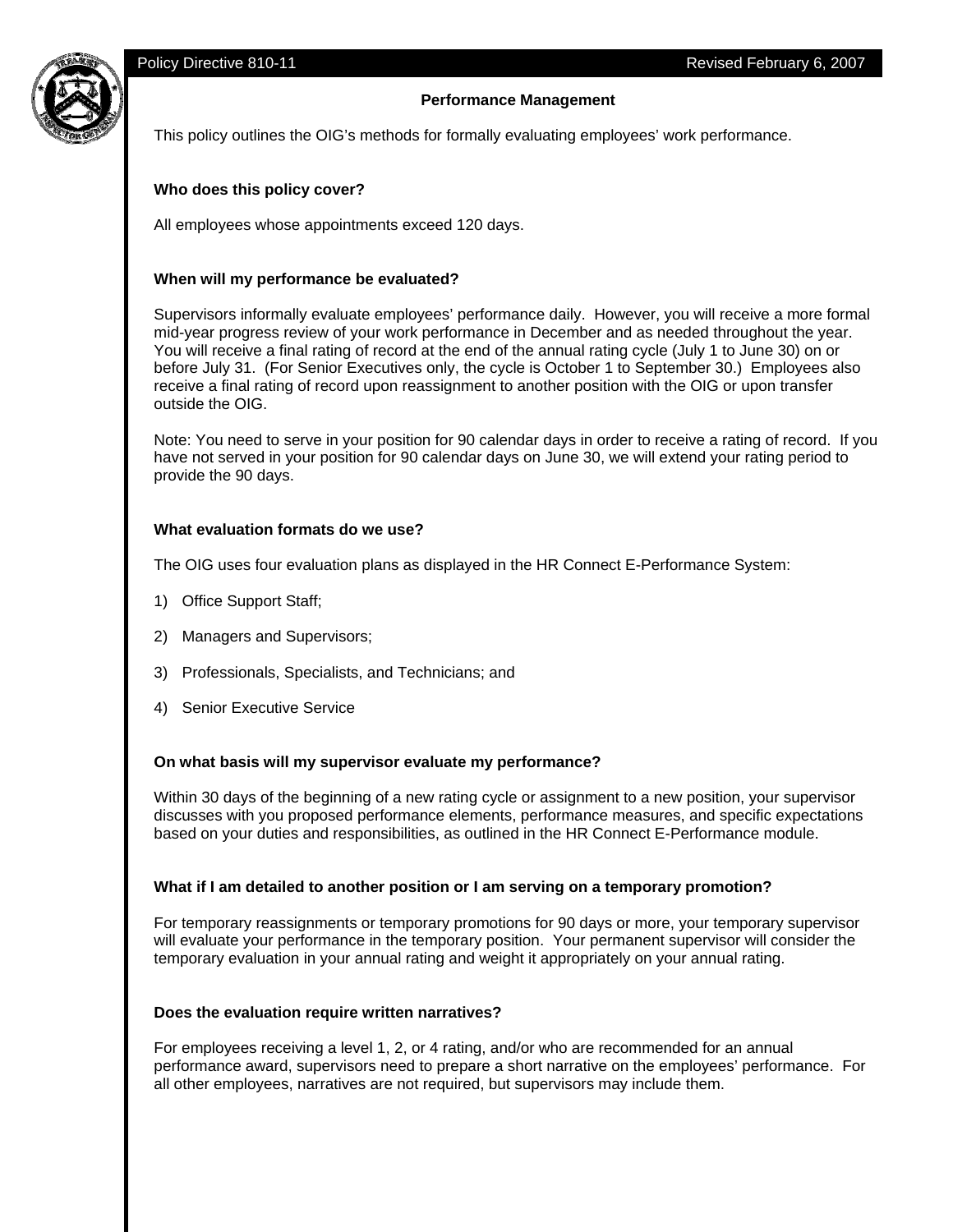# Performance Management

This policy outlines the OIG's methods for formally evaluating employees' work performance.

## Who does this policy cover?

All employees whose appointments exceed 120 days.

## When will my performance be evaluated?

Supervisors informally evaluate employees' performance daily. However, you will receive a more formal mid-year progress review of your work performance in December and as needed throughout the year. You will receive a final rating of record at the end of the annual rating cycle (July 1 to June 30) on or before July 31. (For Senior Executives only, the cycle is October 1 to September 30.) Employees also receive a final rating of record upon reassignment to another position with the OIG or upon transfer outside the OIG.

Note: You need to serve in your position for 90 calendar days in order to receive a rating of record. If you have not served in your position for 90 calendar days on June 30, we will extend your rating period to provide the 90 days.

## What evaluation formats do we use?

The OIG uses four evaluation plans as displayed in the HR Connect E-Performance System:

1) Office Support Staff;
2) Managers and Supervisors;
3) Professionals, Specialists, and Technicians; and
4) Senior Executive Service

## On what basis will my supervisor evaluate my performance?

Within 30 days of the beginning of a new rating cycle or assignment to a new position, your supervisor discusses with you proposed performance elements, performance measures, and specific expectations based on your duties and responsibilities, as outlined in the HR Connect E-Performance module.

## What if I am detailed to another position or I am serving on a temporary promotion?

For temporary reassignments or temporary promotions for 90 days or more, your temporary supervisor will evaluate your performance in the temporary position. Your permanent supervisor will consider the temporary evaluation in your annual rating and weight it appropriately on your annual rating.

## Does the evaluation require written narratives?

For employees receiving a level 1, 2, or 4 rating, and/or who are recommended for an annual performance award, supervisors need to prepare a short narrative on the employees' performance. For all other employees, narratives are not required, but supervisors may include them.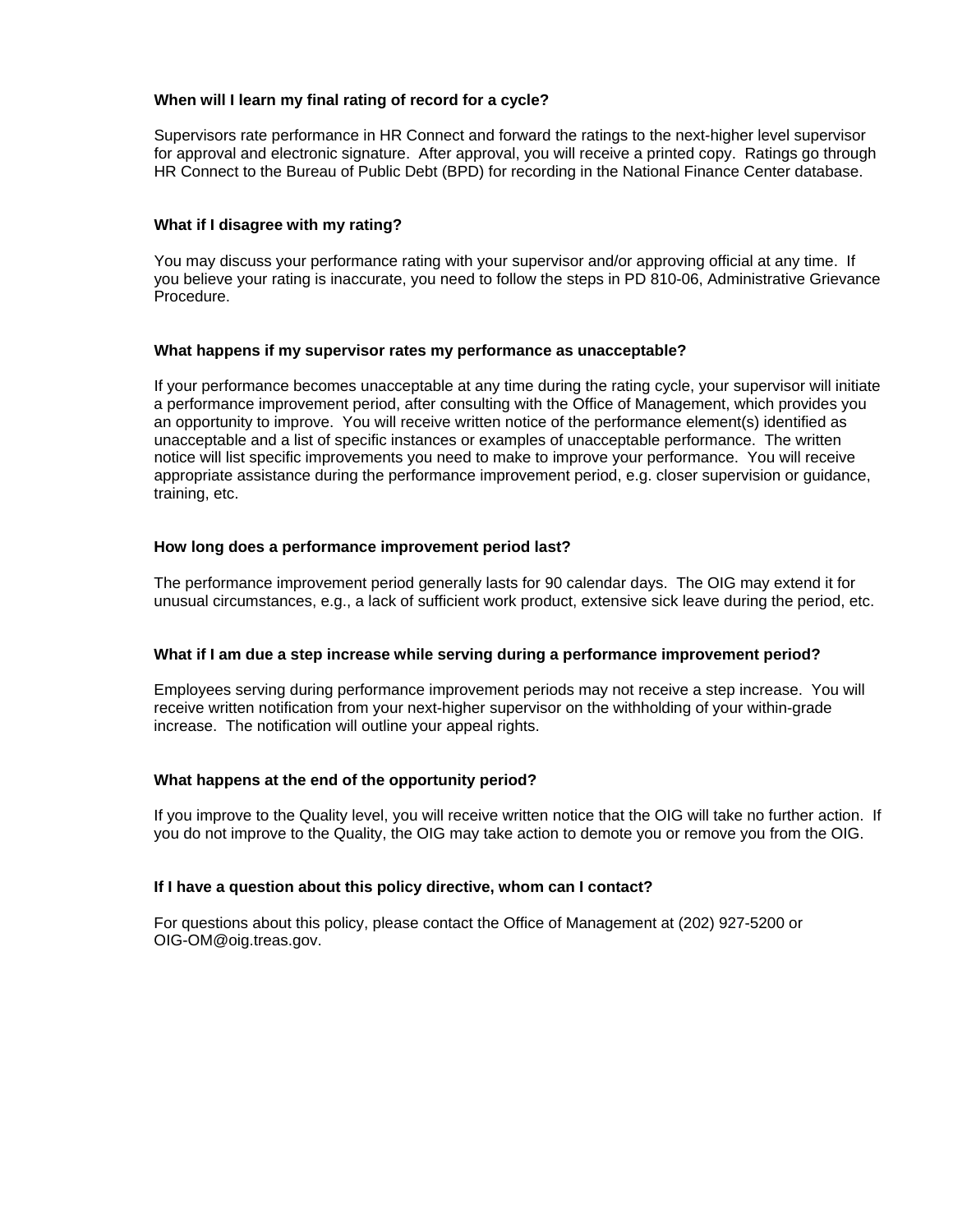**When will I learn my final rating of record for a cycle?**

Supervisors rate performance in HR Connect and forward the ratings to the next-higher level supervisor for approval and electronic signature. After approval, you will receive a printed copy. Ratings go through HR Connect to the Bureau of Public Debt (BPD) for recording in the National Finance Center database.

**What if I disagree with my rating?**

You may discuss your performance rating with your supervisor and/or approving official at any time. If you believe your rating is inaccurate, you need to follow the steps in PD 810-06, Administrative Grievance Procedure.

**What happens if my supervisor rates my performance as unacceptable?**

If your performance becomes unacceptable at any time during the rating cycle, your supervisor will initiate a performance improvement period, after consulting with the Office of Management, which provides you an opportunity to improve. You will receive written notice of the performance element(s) identified as unacceptable and a list of specific instances or examples of unacceptable performance. The written notice will list specific improvements you need to make to improve your performance. You will receive appropriate assistance during the performance improvement period, e.g. closer supervision or guidance, training, etc.

**How long does a performance improvement period last?**

The performance improvement period generally lasts for 90 calendar days. The OIG may extend it for unusual circumstances, e.g., a lack of sufficient work product, extensive sick leave during the period, etc.

**What if I am due a step increase while serving during a performance improvement period?**

Employees serving during performance improvement periods may not receive a step increase. You will receive written notification from your next-higher supervisor on the withholding of your within-grade increase. The notification will outline your appeal rights.

**What happens at the end of the opportunity period?**

If you improve to the Quality level, you will receive written notice that the OIG will take no further action. If you do not improve to the Quality, the OIG may take action to demote you or remove you from the OIG.

**If I have a question about this policy directive, whom can I contact?**

For questions about this policy, please contact the Office of Management at (202) 927-5200 or OIG-OM@oig.treas.gov.